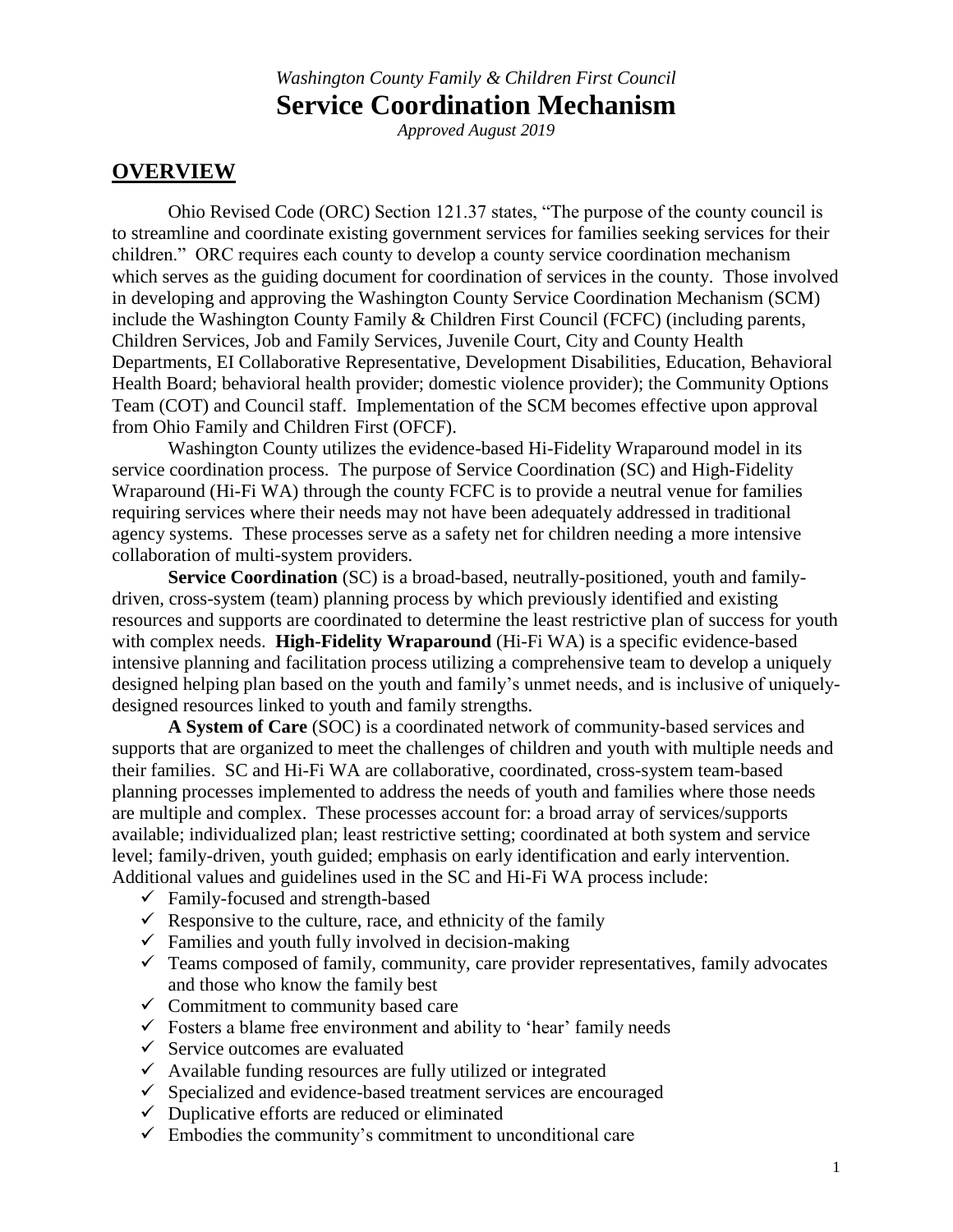*Washington County Family & Children First Council*

# Service Coordination Mechanism

*Approved August 2019*

## OVERVIEW

Ohio Revised Code (ORC) Section 121.37 states, "The purpose of the county council is to streamline and coordinate existing government services for families seeking services for their children." ORC requires each county to develop a county service coordination mechanism which serves as the guiding document for coordination of services in the county. Those involved in developing and approving the Washington County Service Coordination Mechanism (SCM) include the Washington County Family & Children First Council (FCFC) (including parents, Children Services, Job and Family Services, Juvenile Court, City and County Health Departments, EI Collaborative Representative, Development Disabilities, Education, Behavioral Health Board; behavioral health provider; domestic violence provider); the Community Options Team (COT) and Council staff. Implementation of the SCM becomes effective upon approval from Ohio Family and Children First (OFCF).

Washington County utilizes the evidence-based Hi-Fidelity Wraparound model in its service coordination process. The purpose of Service Coordination (SC) and High-Fidelity Wraparound (Hi-Fi WA) through the county FCFC is to provide a neutral venue for families requiring services where their needs may not have been adequately addressed in traditional agency systems. These processes serve as a safety net for children needing a more intensive collaboration of multi-system providers.

**Service Coordination** (SC) is a broad-based, neutrally-positioned, youth and family-driven, cross-system (team) planning process by which previously identified and existing resources and supports are coordinated to determine the least restrictive plan of success for youth with complex needs. **High-Fidelity Wraparound** (Hi-Fi WA) is a specific evidence-based intensive planning and facilitation process utilizing a comprehensive team to develop a uniquely designed helping plan based on the youth and family's unmet needs, and is inclusive of uniquely-designed resources linked to youth and family strengths.

**A System of Care** (SOC) is a coordinated network of community-based services and supports that are organized to meet the challenges of children and youth with multiple needs and their families. SC and Hi-Fi WA are collaborative, coordinated, cross-system team-based planning processes implemented to address the needs of youth and families where those needs are multiple and complex. These processes account for: a broad array of services/supports available; individualized plan; least restrictive setting; coordinated at both system and service level; family-driven, youth guided; emphasis on early identification and early intervention. Additional values and guidelines used in the SC and Hi-Fi WA process include:

- ✓ Family-focused and strength-based
- ✓ Responsive to the culture, race, and ethnicity of the family
- ✓ Families and youth fully involved in decision-making
- ✓ Teams composed of family, community, care provider representatives, family advocates and those who know the family best
- ✓ Commitment to community based care
- ✓ Fosters a blame free environment and ability to 'hear' family needs
- ✓ Service outcomes are evaluated
- ✓ Available funding resources are fully utilized or integrated
- ✓ Specialized and evidence-based treatment services are encouraged
- ✓ Duplicative efforts are reduced or eliminated
- ✓ Embodies the community's commitment to unconditional care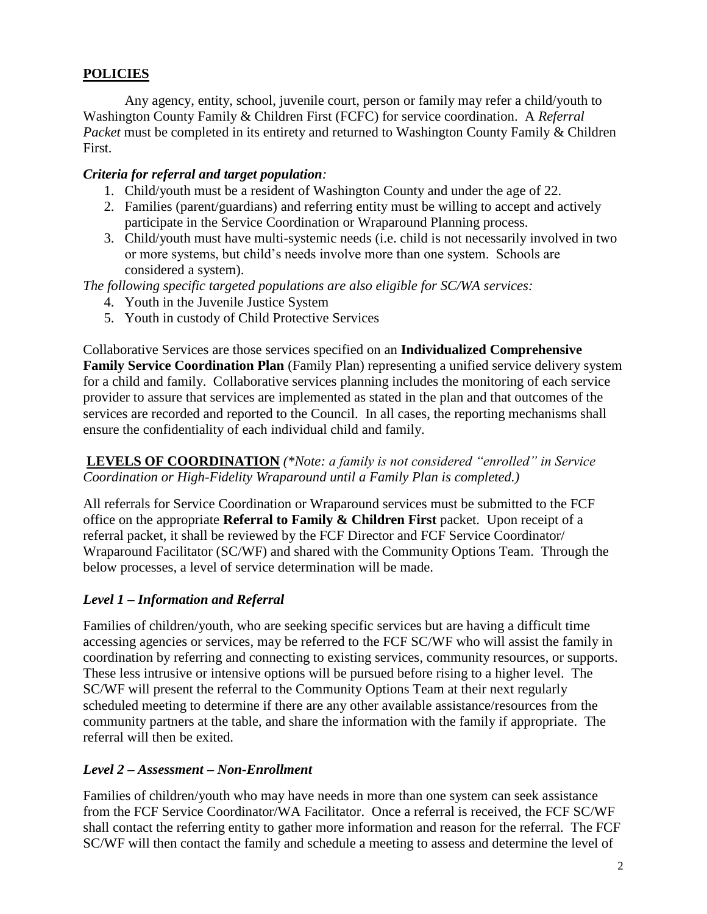## POLICIES

Any agency, entity, school, juvenile court, person or family may refer a child/youth to Washington County Family & Children First (FCFC) for service coordination. A *Referral Packet* must be completed in its entirety and returned to Washington County Family & Children First.

### *Criteria for referral and target population:*

1. Child/youth must be a resident of Washington County and under the age of 22.
2. Families (parent/guardians) and referring entity must be willing to accept and actively participate in the Service Coordination or Wraparound Planning process.
3. Child/youth must have multi-systemic needs (i.e. child is not necessarily involved in two or more systems, but child's needs involve more than one system. Schools are considered a system).

*The following specific targeted populations are also eligible for SC/WA services:*

4. Youth in the Juvenile Justice System
5. Youth in custody of Child Protective Services

Collaborative Services are those services specified on an **Individualized Comprehensive Family Service Coordination Plan** (Family Plan) representing a unified service delivery system for a child and family. Collaborative services planning includes the monitoring of each service provider to assure that services are implemented as stated in the plan and that outcomes of the services are recorded and reported to the Council. In all cases, the reporting mechanisms shall ensure the confidentiality of each individual child and family.

**LEVELS OF COORDINATION** *(\*Note: a family is not considered "enrolled" in Service Coordination or High-Fidelity Wraparound until a Family Plan is completed.)*

All referrals for Service Coordination or Wraparound services must be submitted to the FCF office on the appropriate **Referral to Family & Children First** packet. Upon receipt of a referral packet, it shall be reviewed by the FCF Director and FCF Service Coordinator/ Wraparound Facilitator (SC/WF) and shared with the Community Options Team. Through the below processes, a level of service determination will be made.

### *Level 1 – Information and Referral*

Families of children/youth, who are seeking specific services but are having a difficult time accessing agencies or services, may be referred to the FCF SC/WF who will assist the family in coordination by referring and connecting to existing services, community resources, or supports. These less intrusive or intensive options will be pursued before rising to a higher level. The SC/WF will present the referral to the Community Options Team at their next regularly scheduled meeting to determine if there are any other available assistance/resources from the community partners at the table, and share the information with the family if appropriate. The referral will then be exited.

### *Level 2 – Assessment – Non-Enrollment*

Families of children/youth who may have needs in more than one system can seek assistance from the FCF Service Coordinator/WA Facilitator. Once a referral is received, the FCF SC/WF shall contact the referring entity to gather more information and reason for the referral. The FCF SC/WF will then contact the family and schedule a meeting to assess and determine the level of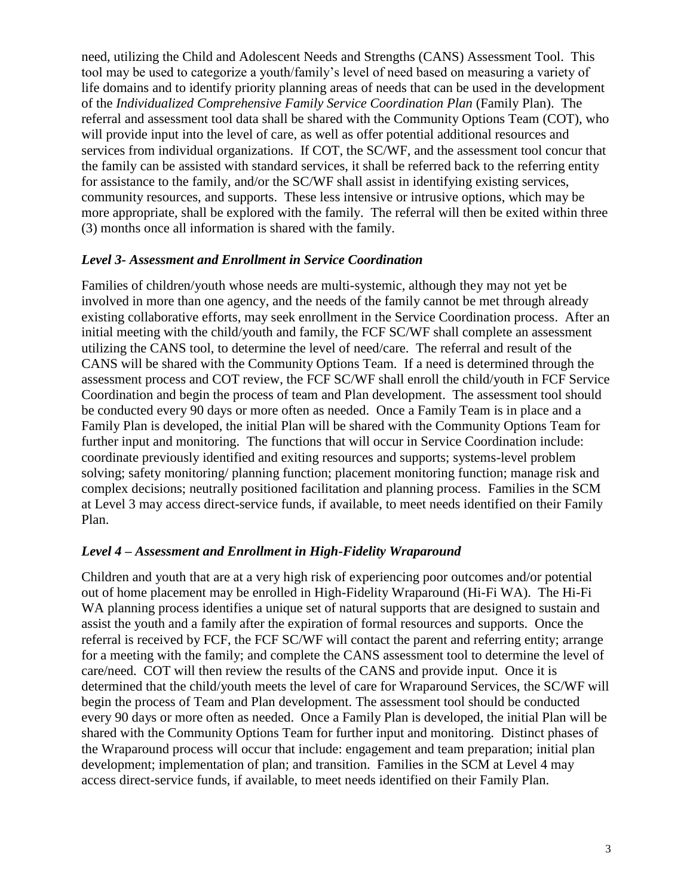need, utilizing the Child and Adolescent Needs and Strengths (CANS) Assessment Tool. This tool may be used to categorize a youth/family's level of need based on measuring a variety of life domains and to identify priority planning areas of needs that can be used in the development of the *Individualized Comprehensive Family Service Coordination Plan* (Family Plan). The referral and assessment tool data shall be shared with the Community Options Team (COT), who will provide input into the level of care, as well as offer potential additional resources and services from individual organizations. If COT, the SC/WF, and the assessment tool concur that the family can be assisted with standard services, it shall be referred back to the referring entity for assistance to the family, and/or the SC/WF shall assist in identifying existing services, community resources, and supports. These less intensive or intrusive options, which may be more appropriate, shall be explored with the family. The referral will then be exited within three (3) months once all information is shared with the family.

### *Level 3- Assessment and Enrollment in Service Coordination*

Families of children/youth whose needs are multi-systemic, although they may not yet be involved in more than one agency, and the needs of the family cannot be met through already existing collaborative efforts, may seek enrollment in the Service Coordination process. After an initial meeting with the child/youth and family, the FCF SC/WF shall complete an assessment utilizing the CANS tool, to determine the level of need/care. The referral and result of the CANS will be shared with the Community Options Team. If a need is determined through the assessment process and COT review, the FCF SC/WF shall enroll the child/youth in FCF Service Coordination and begin the process of team and Plan development. The assessment tool should be conducted every 90 days or more often as needed. Once a Family Team is in place and a Family Plan is developed, the initial Plan will be shared with the Community Options Team for further input and monitoring. The functions that will occur in Service Coordination include: coordinate previously identified and exiting resources and supports; systems-level problem solving; safety monitoring/ planning function; placement monitoring function; manage risk and complex decisions; neutrally positioned facilitation and planning process. Families in the SCM at Level 3 may access direct-service funds, if available, to meet needs identified on their Family Plan.

### *Level 4 – Assessment and Enrollment in High-Fidelity Wraparound*

Children and youth that are at a very high risk of experiencing poor outcomes and/or potential out of home placement may be enrolled in High-Fidelity Wraparound (Hi-Fi WA). The Hi-Fi WA planning process identifies a unique set of natural supports that are designed to sustain and assist the youth and a family after the expiration of formal resources and supports. Once the referral is received by FCF, the FCF SC/WF will contact the parent and referring entity; arrange for a meeting with the family; and complete the CANS assessment tool to determine the level of care/need. COT will then review the results of the CANS and provide input. Once it is determined that the child/youth meets the level of care for Wraparound Services, the SC/WF will begin the process of Team and Plan development. The assessment tool should be conducted every 90 days or more often as needed. Once a Family Plan is developed, the initial Plan will be shared with the Community Options Team for further input and monitoring. Distinct phases of the Wraparound process will occur that include: engagement and team preparation; initial plan development; implementation of plan; and transition. Families in the SCM at Level 4 may access direct-service funds, if available, to meet needs identified on their Family Plan.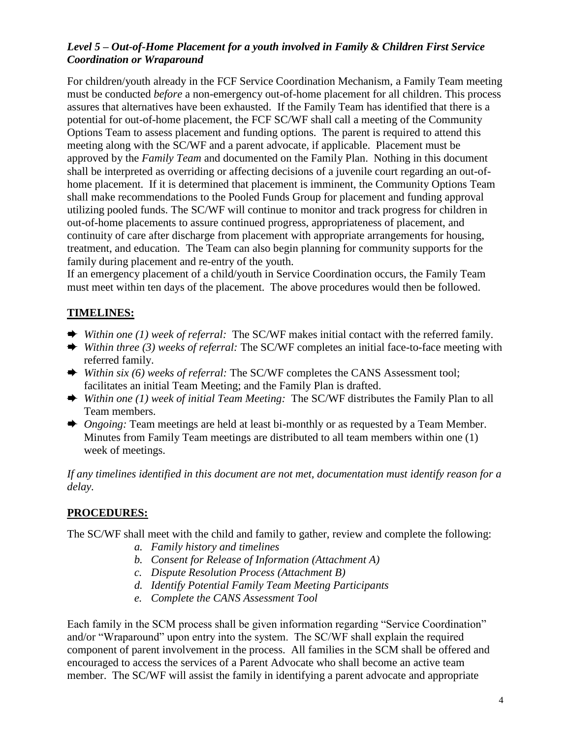### *Level 5 – Out-of-Home Placement for a youth involved in Family & Children First Service Coordination or Wraparound*

For children/youth already in the FCF Service Coordination Mechanism, a Family Team meeting must be conducted *before* a non-emergency out-of-home placement for all children. This process assures that alternatives have been exhausted. If the Family Team has identified that there is a potential for out-of-home placement, the FCF SC/WF shall call a meeting of the Community Options Team to assess placement and funding options. The parent is required to attend this meeting along with the SC/WF and a parent advocate, if applicable. Placement must be approved by the *Family Team* and documented on the Family Plan. Nothing in this document shall be interpreted as overriding or affecting decisions of a juvenile court regarding an out-of-home placement. If it is determined that placement is imminent, the Community Options Team shall make recommendations to the Pooled Funds Group for placement and funding approval utilizing pooled funds. The SC/WF will continue to monitor and track progress for children in out-of-home placements to assure continued progress, appropriateness of placement, and continuity of care after discharge from placement with appropriate arrangements for housing, treatment, and education. The Team can also begin planning for community supports for the family during placement and re-entry of the youth.
If an emergency placement of a child/youth in Service Coordination occurs, the Family Team must meet within ten days of the placement. The above procedures would then be followed.

## **TIMELINES:**

- *Within one (1) week of referral:* The SC/WF makes initial contact with the referred family.
- *Within three (3) weeks of referral:* The SC/WF completes an initial face-to-face meeting with referred family.
- *Within six (6) weeks of referral:* The SC/WF completes the CANS Assessment tool; facilitates an initial Team Meeting; and the Family Plan is drafted.
- *Within one (1) week of initial Team Meeting:* The SC/WF distributes the Family Plan to all Team members.
- *Ongoing:* Team meetings are held at least bi-monthly or as requested by a Team Member. Minutes from Family Team meetings are distributed to all team members within one (1) week of meetings.

*If any timelines identified in this document are not met, documentation must identify reason for a delay.*

## **PROCEDURES:**

The SC/WF shall meet with the child and family to gather, review and complete the following:

*a. Family history and timelines*
*b. Consent for Release of Information (Attachment A)*
*c. Dispute Resolution Process (Attachment B)*
*d. Identify Potential Family Team Meeting Participants*
*e. Complete the CANS Assessment Tool*

Each family in the SCM process shall be given information regarding "Service Coordination" and/or "Wraparound" upon entry into the system. The SC/WF shall explain the required component of parent involvement in the process. All families in the SCM shall be offered and encouraged to access the services of a Parent Advocate who shall become an active team member. The SC/WF will assist the family in identifying a parent advocate and appropriate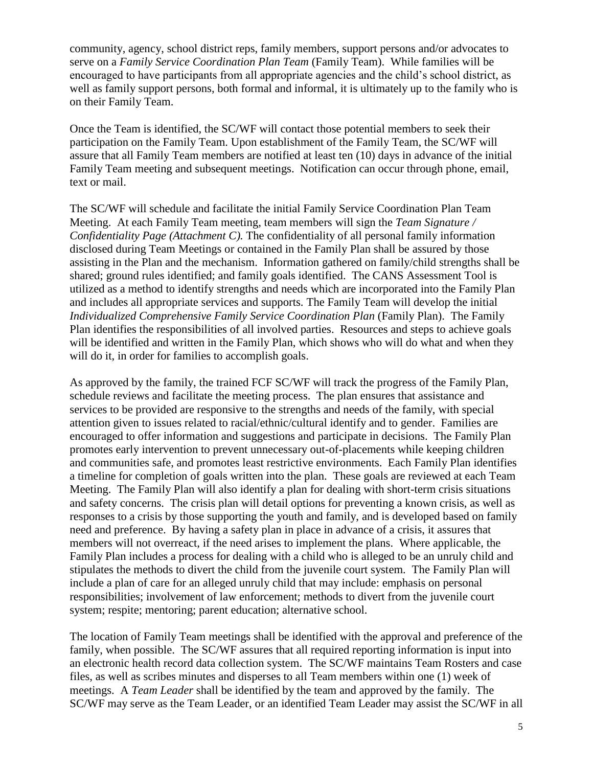community, agency, school district reps, family members, support persons and/or advocates to serve on a *Family Service Coordination Plan Team* (Family Team). While families will be encouraged to have participants from all appropriate agencies and the child's school district, as well as family support persons, both formal and informal, it is ultimately up to the family who is on their Family Team.

Once the Team is identified, the SC/WF will contact those potential members to seek their participation on the Family Team. Upon establishment of the Family Team, the SC/WF will assure that all Family Team members are notified at least ten (10) days in advance of the initial Family Team meeting and subsequent meetings. Notification can occur through phone, email, text or mail.

The SC/WF will schedule and facilitate the initial Family Service Coordination Plan Team Meeting. At each Family Team meeting, team members will sign the *Team Signature / Confidentiality Page (Attachment C).* The confidentiality of all personal family information disclosed during Team Meetings or contained in the Family Plan shall be assured by those assisting in the Plan and the mechanism. Information gathered on family/child strengths shall be shared; ground rules identified; and family goals identified. The CANS Assessment Tool is utilized as a method to identify strengths and needs which are incorporated into the Family Plan and includes all appropriate services and supports. The Family Team will develop the initial *Individualized Comprehensive Family Service Coordination Plan* (Family Plan). The Family Plan identifies the responsibilities of all involved parties. Resources and steps to achieve goals will be identified and written in the Family Plan, which shows who will do what and when they will do it, in order for families to accomplish goals.

As approved by the family, the trained FCF SC/WF will track the progress of the Family Plan, schedule reviews and facilitate the meeting process. The plan ensures that assistance and services to be provided are responsive to the strengths and needs of the family, with special attention given to issues related to racial/ethnic/cultural identify and to gender. Families are encouraged to offer information and suggestions and participate in decisions. The Family Plan promotes early intervention to prevent unnecessary out-of-placements while keeping children and communities safe, and promotes least restrictive environments. Each Family Plan identifies a timeline for completion of goals written into the plan. These goals are reviewed at each Team Meeting. The Family Plan will also identify a plan for dealing with short-term crisis situations and safety concerns. The crisis plan will detail options for preventing a known crisis, as well as responses to a crisis by those supporting the youth and family, and is developed based on family need and preference. By having a safety plan in place in advance of a crisis, it assures that members will not overreact, if the need arises to implement the plans. Where applicable, the Family Plan includes a process for dealing with a child who is alleged to be an unruly child and stipulates the methods to divert the child from the juvenile court system. The Family Plan will include a plan of care for an alleged unruly child that may include: emphasis on personal responsibilities; involvement of law enforcement; methods to divert from the juvenile court system; respite; mentoring; parent education; alternative school.

The location of Family Team meetings shall be identified with the approval and preference of the family, when possible. The SC/WF assures that all required reporting information is input into an electronic health record data collection system. The SC/WF maintains Team Rosters and case files, as well as scribes minutes and disperses to all Team members within one (1) week of meetings. A *Team Leader* shall be identified by the team and approved by the family. The SC/WF may serve as the Team Leader, or an identified Team Leader may assist the SC/WF in all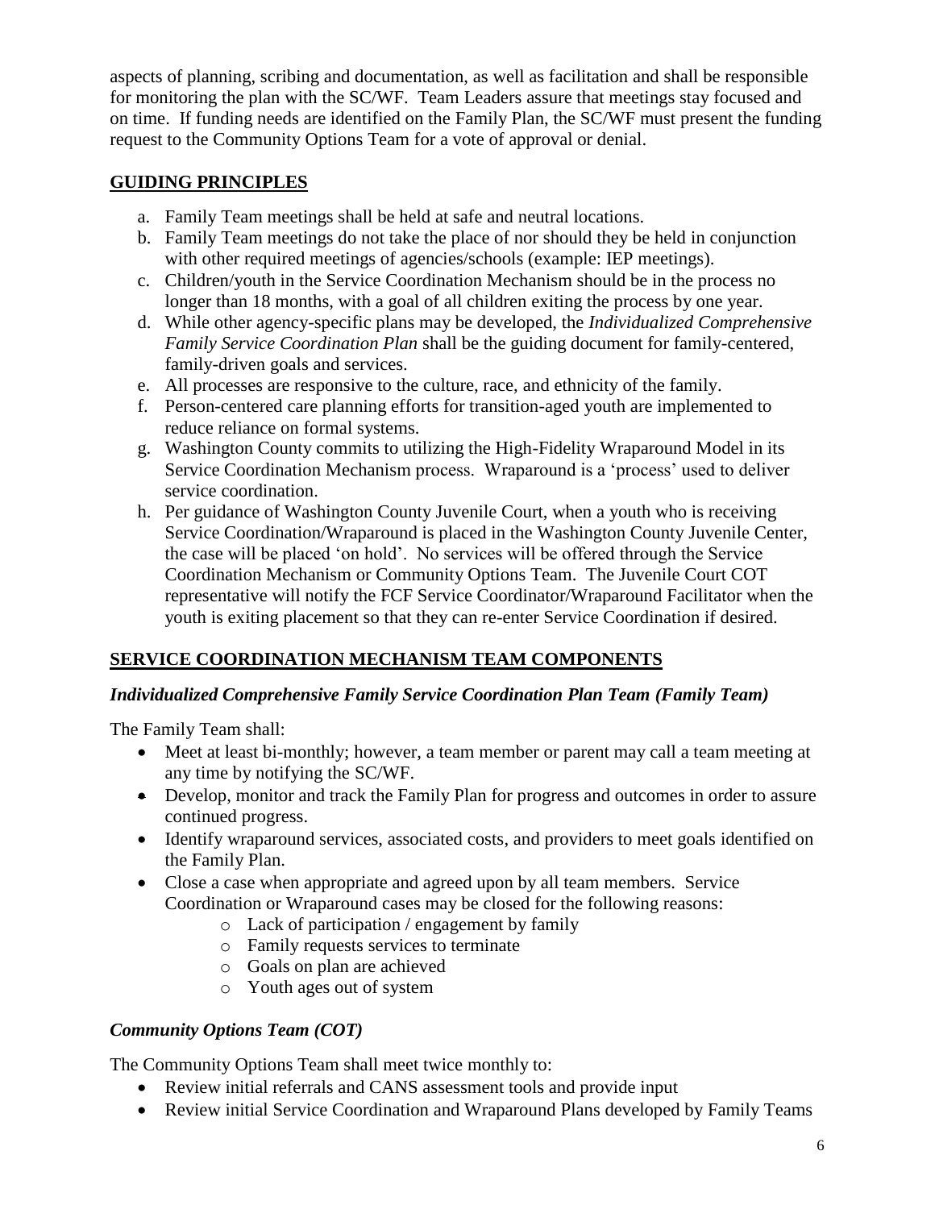aspects of planning, scribing and documentation, as well as facilitation and shall be responsible for monitoring the plan with the SC/WF. Team Leaders assure that meetings stay focused and on time. If funding needs are identified on the Family Plan, the SC/WF must present the funding request to the Community Options Team for a vote of approval or denial.

## GUIDING PRINCIPLES

a. Family Team meetings shall be held at safe and neutral locations.
b. Family Team meetings do not take the place of nor should they be held in conjunction with other required meetings of agencies/schools (example: IEP meetings).
c. Children/youth in the Service Coordination Mechanism should be in the process no longer than 18 months, with a goal of all children exiting the process by one year.
d. While other agency-specific plans may be developed, the *Individualized Comprehensive Family Service Coordination Plan* shall be the guiding document for family-centered, family-driven goals and services.
e. All processes are responsive to the culture, race, and ethnicity of the family.
f. Person-centered care planning efforts for transition-aged youth are implemented to reduce reliance on formal systems.
g. Washington County commits to utilizing the High-Fidelity Wraparound Model in its Service Coordination Mechanism process. Wraparound is a 'process' used to deliver service coordination.
h. Per guidance of Washington County Juvenile Court, when a youth who is receiving Service Coordination/Wraparound is placed in the Washington County Juvenile Center, the case will be placed 'on hold'. No services will be offered through the Service Coordination Mechanism or Community Options Team. The Juvenile Court COT representative will notify the FCF Service Coordinator/Wraparound Facilitator when the youth is exiting placement so that they can re-enter Service Coordination if desired.

## SERVICE COORDINATION MECHANISM TEAM COMPONENTS

### *Individualized Comprehensive Family Service Coordination Plan Team (Family Team)*

The Family Team shall:

- Meet at least bi-monthly; however, a team member or parent may call a team meeting at any time by notifying the SC/WF.
- Develop, monitor and track the Family Plan for progress and outcomes in order to assure continued progress.
- Identify wraparound services, associated costs, and providers to meet goals identified on the Family Plan.
- Close a case when appropriate and agreed upon by all team members. Service Coordination or Wraparound cases may be closed for the following reasons:
  - Lack of participation / engagement by family
  - Family requests services to terminate
  - Goals on plan are achieved
  - Youth ages out of system

### *Community Options Team (COT)*

The Community Options Team shall meet twice monthly to:

- Review initial referrals and CANS assessment tools and provide input
- Review initial Service Coordination and Wraparound Plans developed by Family Teams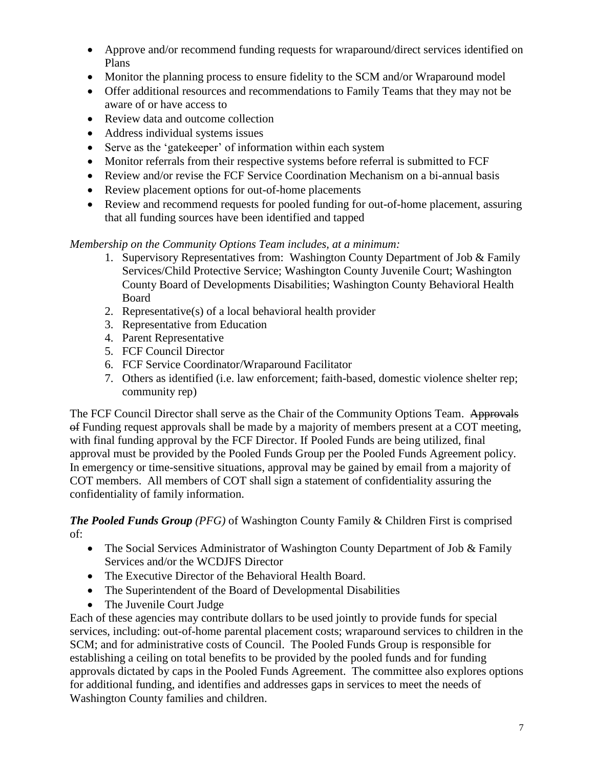- Approve and/or recommend funding requests for wraparound/direct services identified on Plans
- Monitor the planning process to ensure fidelity to the SCM and/or Wraparound model
- Offer additional resources and recommendations to Family Teams that they may not be aware of or have access to
- Review data and outcome collection
- Address individual systems issues
- Serve as the 'gatekeeper' of information within each system
- Monitor referrals from their respective systems before referral is submitted to FCF
- Review and/or revise the FCF Service Coordination Mechanism on a bi-annual basis
- Review placement options for out-of-home placements
- Review and recommend requests for pooled funding for out-of-home placement, assuring that all funding sources have been identified and tapped

*Membership on the Community Options Team includes, at a minimum:*

1. Supervisory Representatives from: Washington County Department of Job & Family Services/Child Protective Service; Washington County Juvenile Court; Washington County Board of Developments Disabilities; Washington County Behavioral Health Board
2. Representative(s) of a local behavioral health provider
3. Representative from Education
4. Parent Representative
5. FCF Council Director
6. FCF Service Coordinator/Wraparound Facilitator
7. Others as identified (i.e. law enforcement; faith-based, domestic violence shelter rep; community rep)

The FCF Council Director shall serve as the Chair of the Community Options Team. ~~Approvals of~~ Funding request approvals shall be made by a majority of members present at a COT meeting, with final funding approval by the FCF Director. If Pooled Funds are being utilized, final approval must be provided by the Pooled Funds Group per the Pooled Funds Agreement policy. In emergency or time-sensitive situations, approval may be gained by email from a majority of COT members. All members of COT shall sign a statement of confidentiality assuring the confidentiality of family information.

***The Pooled Funds Group*** *(PFG)* of Washington County Family & Children First is comprised of:

- The Social Services Administrator of Washington County Department of Job & Family Services and/or the WCDJFS Director
- The Executive Director of the Behavioral Health Board.
- The Superintendent of the Board of Developmental Disabilities
- The Juvenile Court Judge

Each of these agencies may contribute dollars to be used jointly to provide funds for special services, including: out-of-home parental placement costs; wraparound services to children in the SCM; and for administrative costs of Council. The Pooled Funds Group is responsible for establishing a ceiling on total benefits to be provided by the pooled funds and for funding approvals dictated by caps in the Pooled Funds Agreement. The committee also explores options for additional funding, and identifies and addresses gaps in services to meet the needs of Washington County families and children.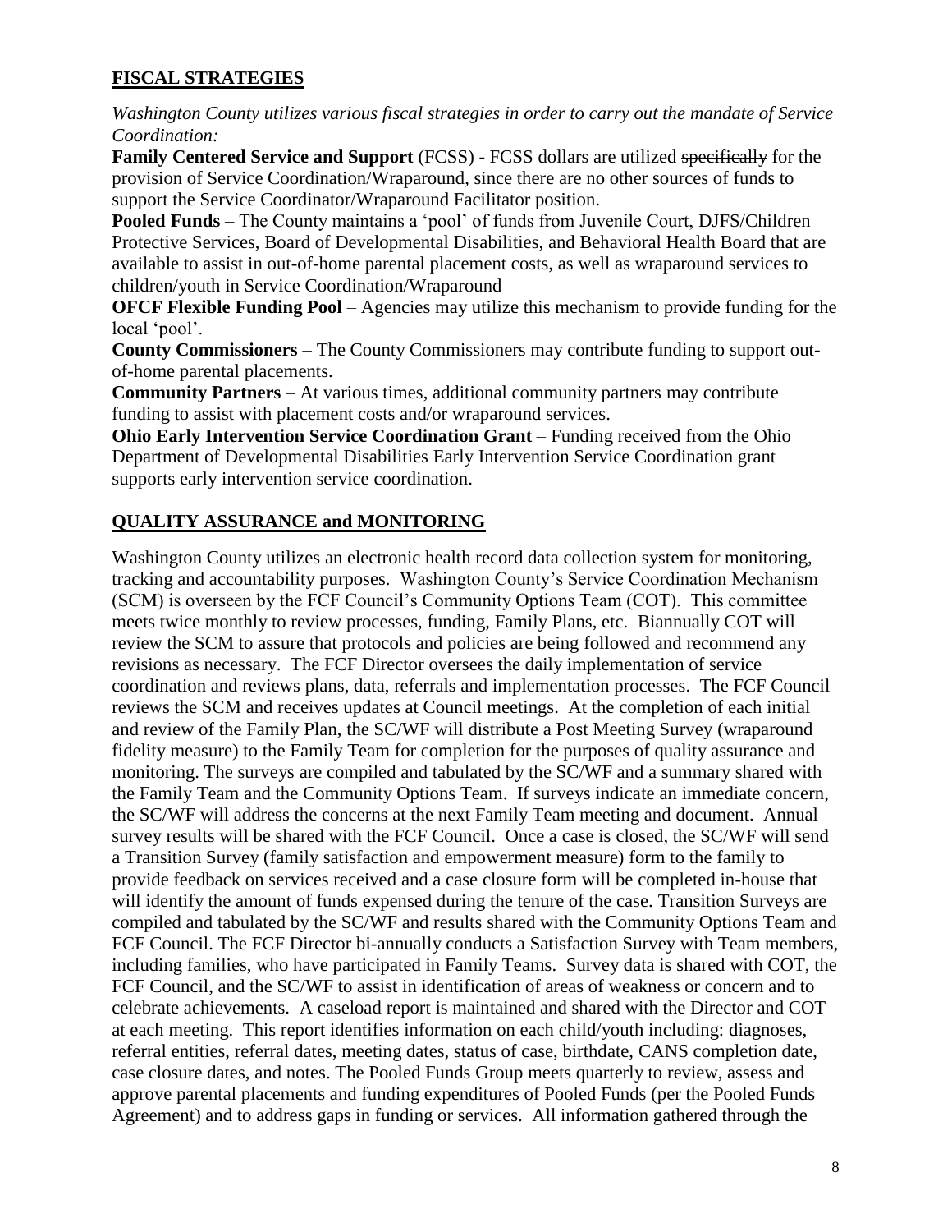## FISCAL STRATEGIES

*Washington County utilizes various fiscal strategies in order to carry out the mandate of Service Coordination:*

**Family Centered Service and Support** (FCSS) - FCSS dollars are utilized ~~specifically~~ for the provision of Service Coordination/Wraparound, since there are no other sources of funds to support the Service Coordinator/Wraparound Facilitator position.

**Pooled Funds** – The County maintains a 'pool' of funds from Juvenile Court, DJFS/Children Protective Services, Board of Developmental Disabilities, and Behavioral Health Board that are available to assist in out-of-home parental placement costs, as well as wraparound services to children/youth in Service Coordination/Wraparound

**OFCF Flexible Funding Pool** – Agencies may utilize this mechanism to provide funding for the local 'pool'.

**County Commissioners** – The County Commissioners may contribute funding to support out-of-home parental placements.

**Community Partners** – At various times, additional community partners may contribute funding to assist with placement costs and/or wraparound services.

**Ohio Early Intervention Service Coordination Grant** – Funding received from the Ohio Department of Developmental Disabilities Early Intervention Service Coordination grant supports early intervention service coordination.

## QUALITY ASSURANCE and MONITORING

Washington County utilizes an electronic health record data collection system for monitoring, tracking and accountability purposes. Washington County's Service Coordination Mechanism (SCM) is overseen by the FCF Council's Community Options Team (COT). This committee meets twice monthly to review processes, funding, Family Plans, etc. Biannually COT will review the SCM to assure that protocols and policies are being followed and recommend any revisions as necessary. The FCF Director oversees the daily implementation of service coordination and reviews plans, data, referrals and implementation processes. The FCF Council reviews the SCM and receives updates at Council meetings. At the completion of each initial and review of the Family Plan, the SC/WF will distribute a Post Meeting Survey (wraparound fidelity measure) to the Family Team for completion for the purposes of quality assurance and monitoring. The surveys are compiled and tabulated by the SC/WF and a summary shared with the Family Team and the Community Options Team. If surveys indicate an immediate concern, the SC/WF will address the concerns at the next Family Team meeting and document. Annual survey results will be shared with the FCF Council. Once a case is closed, the SC/WF will send a Transition Survey (family satisfaction and empowerment measure) form to the family to provide feedback on services received and a case closure form will be completed in-house that will identify the amount of funds expensed during the tenure of the case. Transition Surveys are compiled and tabulated by the SC/WF and results shared with the Community Options Team and FCF Council. The FCF Director bi-annually conducts a Satisfaction Survey with Team members, including families, who have participated in Family Teams. Survey data is shared with COT, the FCF Council, and the SC/WF to assist in identification of areas of weakness or concern and to celebrate achievements. A caseload report is maintained and shared with the Director and COT at each meeting. This report identifies information on each child/youth including: diagnoses, referral entities, referral dates, meeting dates, status of case, birthdate, CANS completion date, case closure dates, and notes. The Pooled Funds Group meets quarterly to review, assess and approve parental placements and funding expenditures of Pooled Funds (per the Pooled Funds Agreement) and to address gaps in funding or services. All information gathered through the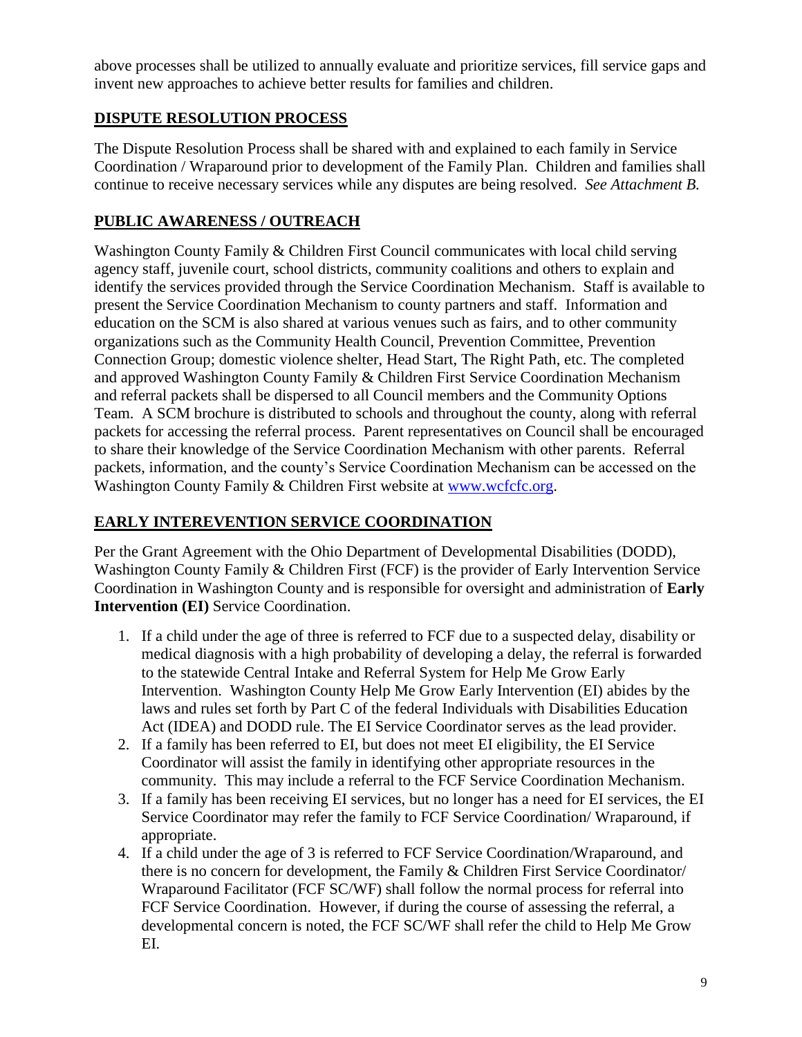above processes shall be utilized to annually evaluate and prioritize services, fill service gaps and invent new approaches to achieve better results for families and children.

## DISPUTE RESOLUTION PROCESS

The Dispute Resolution Process shall be shared with and explained to each family in Service Coordination / Wraparound prior to development of the Family Plan. Children and families shall continue to receive necessary services while any disputes are being resolved. *See Attachment B.*

## PUBLIC AWARENESS / OUTREACH

Washington County Family & Children First Council communicates with local child serving agency staff, juvenile court, school districts, community coalitions and others to explain and identify the services provided through the Service Coordination Mechanism. Staff is available to present the Service Coordination Mechanism to county partners and staff. Information and education on the SCM is also shared at various venues such as fairs, and to other community organizations such as the Community Health Council, Prevention Committee, Prevention Connection Group; domestic violence shelter, Head Start, The Right Path, etc. The completed and approved Washington County Family & Children First Service Coordination Mechanism and referral packets shall be dispersed to all Council members and the Community Options Team. A SCM brochure is distributed to schools and throughout the county, along with referral packets for accessing the referral process. Parent representatives on Council shall be encouraged to share their knowledge of the Service Coordination Mechanism with other parents. Referral packets, information, and the county's Service Coordination Mechanism can be accessed on the Washington County Family & Children First website at [www.wcfcfc.org](http://www.wcfcfc.org).

## EARLY INTEREVENTION SERVICE COORDINATION

Per the Grant Agreement with the Ohio Department of Developmental Disabilities (DODD), Washington County Family & Children First (FCF) is the provider of Early Intervention Service Coordination in Washington County and is responsible for oversight and administration of **Early Intervention (EI)** Service Coordination.

1. If a child under the age of three is referred to FCF due to a suspected delay, disability or medical diagnosis with a high probability of developing a delay, the referral is forwarded to the statewide Central Intake and Referral System for Help Me Grow Early Intervention. Washington County Help Me Grow Early Intervention (EI) abides by the laws and rules set forth by Part C of the federal Individuals with Disabilities Education Act (IDEA) and DODD rule. The EI Service Coordinator serves as the lead provider.
2. If a family has been referred to EI, but does not meet EI eligibility, the EI Service Coordinator will assist the family in identifying other appropriate resources in the community. This may include a referral to the FCF Service Coordination Mechanism.
3. If a family has been receiving EI services, but no longer has a need for EI services, the EI Service Coordinator may refer the family to FCF Service Coordination/ Wraparound, if appropriate.
4. If a child under the age of 3 is referred to FCF Service Coordination/Wraparound, and there is no concern for development, the Family & Children First Service Coordinator/ Wraparound Facilitator (FCF SC/WF) shall follow the normal process for referral into FCF Service Coordination. However, if during the course of assessing the referral, a developmental concern is noted, the FCF SC/WF shall refer the child to Help Me Grow EI.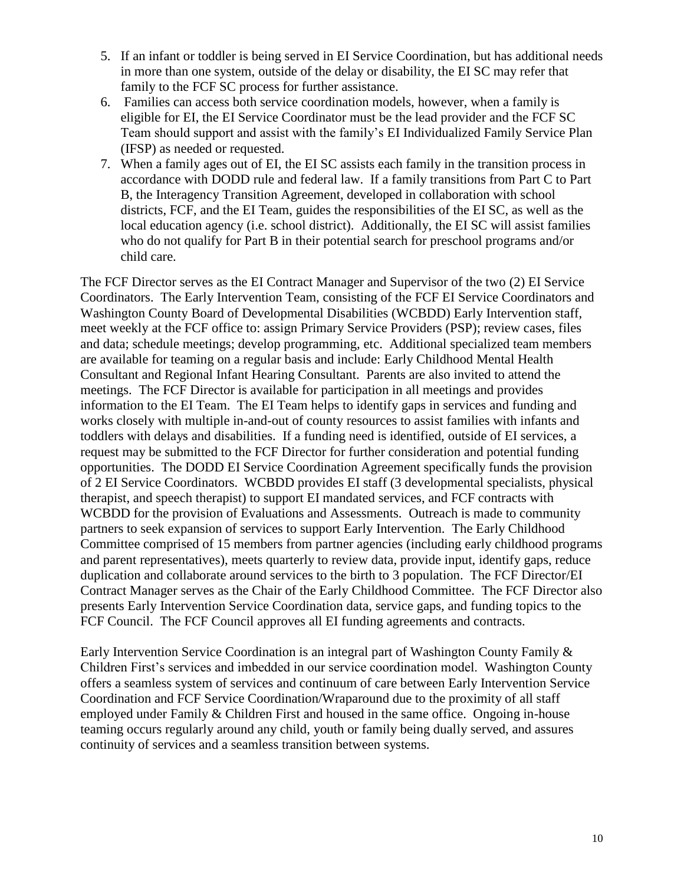5. If an infant or toddler is being served in EI Service Coordination, but has additional needs in more than one system, outside of the delay or disability, the EI SC may refer that family to the FCF SC process for further assistance.
6. Families can access both service coordination models, however, when a family is eligible for EI, the EI Service Coordinator must be the lead provider and the FCF SC Team should support and assist with the family's EI Individualized Family Service Plan (IFSP) as needed or requested.
7. When a family ages out of EI, the EI SC assists each family in the transition process in accordance with DODD rule and federal law. If a family transitions from Part C to Part B, the Interagency Transition Agreement, developed in collaboration with school districts, FCF, and the EI Team, guides the responsibilities of the EI SC, as well as the local education agency (i.e. school district). Additionally, the EI SC will assist families who do not qualify for Part B in their potential search for preschool programs and/or child care.

The FCF Director serves as the EI Contract Manager and Supervisor of the two (2) EI Service Coordinators. The Early Intervention Team, consisting of the FCF EI Service Coordinators and Washington County Board of Developmental Disabilities (WCBDD) Early Intervention staff, meet weekly at the FCF office to: assign Primary Service Providers (PSP); review cases, files and data; schedule meetings; develop programming, etc. Additional specialized team members are available for teaming on a regular basis and include: Early Childhood Mental Health Consultant and Regional Infant Hearing Consultant. Parents are also invited to attend the meetings. The FCF Director is available for participation in all meetings and provides information to the EI Team. The EI Team helps to identify gaps in services and funding and works closely with multiple in-and-out of county resources to assist families with infants and toddlers with delays and disabilities. If a funding need is identified, outside of EI services, a request may be submitted to the FCF Director for further consideration and potential funding opportunities. The DODD EI Service Coordination Agreement specifically funds the provision of 2 EI Service Coordinators. WCBDD provides EI staff (3 developmental specialists, physical therapist, and speech therapist) to support EI mandated services, and FCF contracts with WCBDD for the provision of Evaluations and Assessments. Outreach is made to community partners to seek expansion of services to support Early Intervention. The Early Childhood Committee comprised of 15 members from partner agencies (including early childhood programs and parent representatives), meets quarterly to review data, provide input, identify gaps, reduce duplication and collaborate around services to the birth to 3 population. The FCF Director/EI Contract Manager serves as the Chair of the Early Childhood Committee. The FCF Director also presents Early Intervention Service Coordination data, service gaps, and funding topics to the FCF Council. The FCF Council approves all EI funding agreements and contracts.

Early Intervention Service Coordination is an integral part of Washington County Family & Children First's services and imbedded in our service coordination model. Washington County offers a seamless system of services and continuum of care between Early Intervention Service Coordination and FCF Service Coordination/Wraparound due to the proximity of all staff employed under Family & Children First and housed in the same office. Ongoing in-house teaming occurs regularly around any child, youth or family being dually served, and assures continuity of services and a seamless transition between systems.